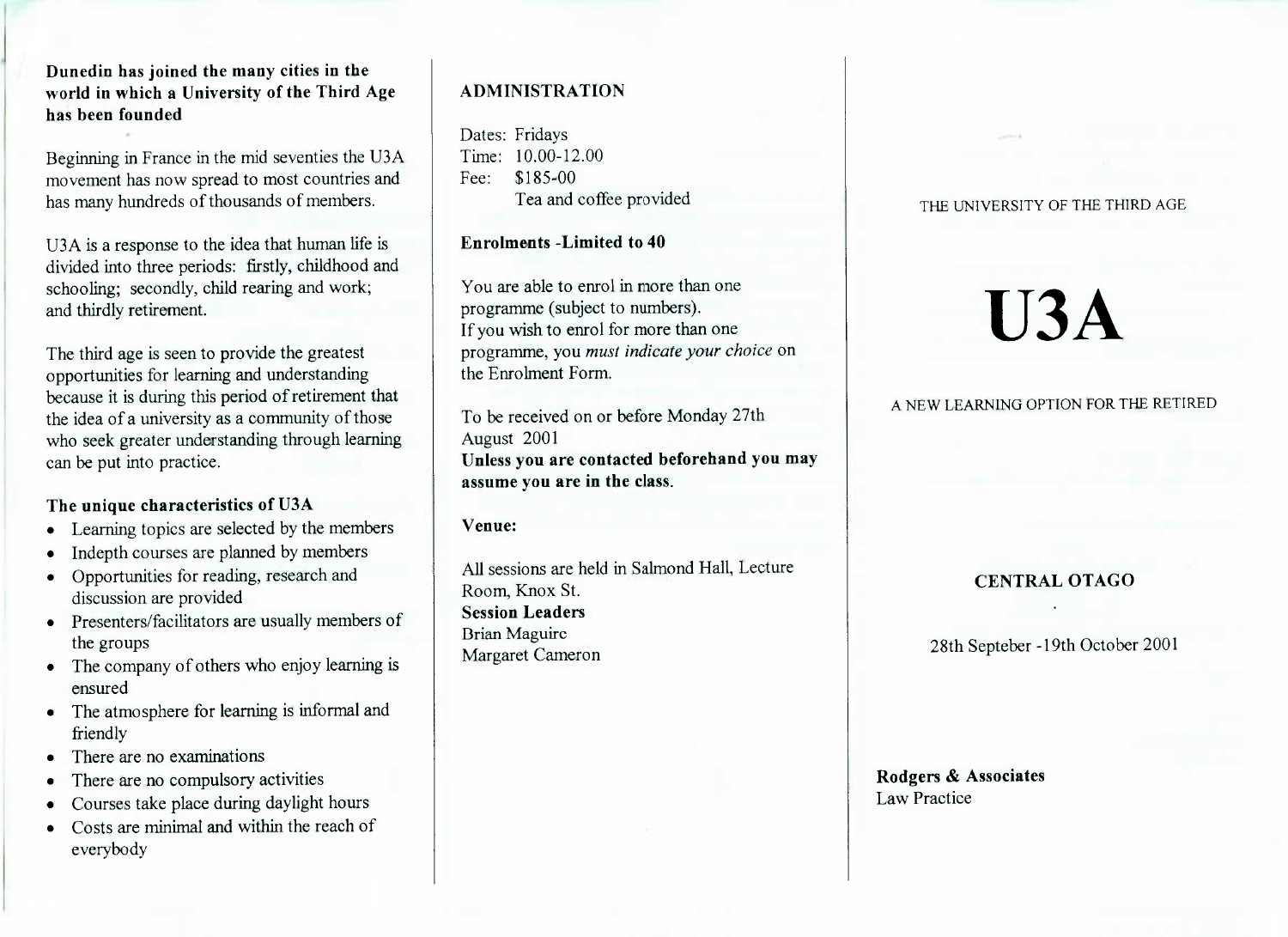**Dunedin has joined the many cities in the world in which a University of the Third Age has been founded**

Beginning in France in the mid seventies the U3A movement has now spread to most countries and has many hundreds of thousands of members.

U3A is a response to the idea that human life is divided into three periods: firstly, childhood and schooling; secondly, child rearing and work; and thirdly retirement.

The third age is seen to provide the greatest opportunities for learning and understanding because it is during this period of retirement that the idea of a university as a community of those who seek greater understanding through learning can be put into practice.

**The unique characteristics of U3A**

- Learning topics are selected by the members
- Indepth courses are planned by members
- Opportunities for reading, research and discussion are provided
- Presenters/facilitators are usually members of the groups
- The company of others who enjoy learning is ensured
- The atmosphere for learning is informal and friendly
- There are no examinations
- There are no compulsory activities
- Courses take place during daylight hours
- Costs are minimal and within the reach of everybody

## ADMINISTRATION

Dates: Fridays
Time: 10.00-12.00
Fee: $185-00
Tea and coffee provided

**Enrolments -Limited to 40**

You are able to enrol in more than one programme (subject to numbers).
If you wish to enrol for more than one programme, you *must indicate your choice* on the Enrolment Form.

To be received on or before Monday 27th August 2001
**Unless you are contacted beforehand you may assume you are in the class.**

**Venue:**

All sessions are held in Salmond Hall, Lecture Room, Knox St.
**Session Leaders**
Brian Maguire
Margaret Cameron

THE UNIVERSITY OF THE THIRD AGE

# U3A

A NEW LEARNING OPTION FOR THE RETIRED

**CENTRAL OTAGO**

28th Septeber -19th October 2001

**Rodgers & Associates**
Law Practice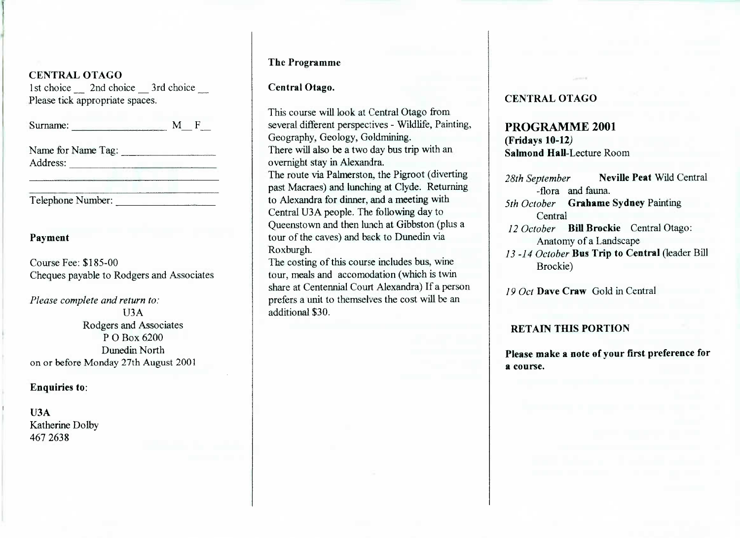**CENTRAL OTAGO**

1st choice __ 2nd choice __ 3rd choice __

Please tick appropriate spaces.

Surname: __________________ M__ F__

Name for Name Tag: __________________

Address: __________________________

______________________________

______________________________

Telephone Number: __________________

**Payment**

Course Fee: $185-00

Cheques payable to Rodgers and Associates

*Please complete and return to:*

U3A
Rodgers and Associates
P O Box 6200
Dunedin North

on or before Monday 27th August 2001

**Enquiries to**:

**U3A**
Katherine Dolby
467 2638

**The Programme**

**Central Otago.**

This course will look at Central Otago from several different perspectives - Wildlife, Painting, Geography, Geology, Goldmining.

There will also be a two day bus trip with an overnight stay in Alexandra.

The route via Palmerston, the Pigroot (diverting past Macraes) and lunching at Clyde. Returning to Alexandra for dinner, and a meeting with Central U3A people. The following day to Queenstown and then lunch at Gibbston (plus a tour of the caves) and back to Dunedin via Roxburgh.

The costing of this course includes bus, wine tour, meals and accomodation (which is twin share at Centennial Court Alexandra) If a person prefers a unit to themselves the cost will be an additional $30.

**CENTRAL OTAGO**

**PROGRAMME 2001**
**(Fridays 10-12)**
**Salmond Hall**-Lecture Room

*28th September* **Neville Peat** Wild Central -flora and fauna.

*5th October* **Grahame Sydney** Painting Central

*12 October* **Bill Brockie** Central Otago: Anatomy of a Landscape

*13 -14 October* **Bus Trip to Central** (leader Bill Brockie)

*19 Oct* **Dave Craw** Gold in Central

**RETAIN THIS PORTION**

**Please make a note of your first preference for a course.**